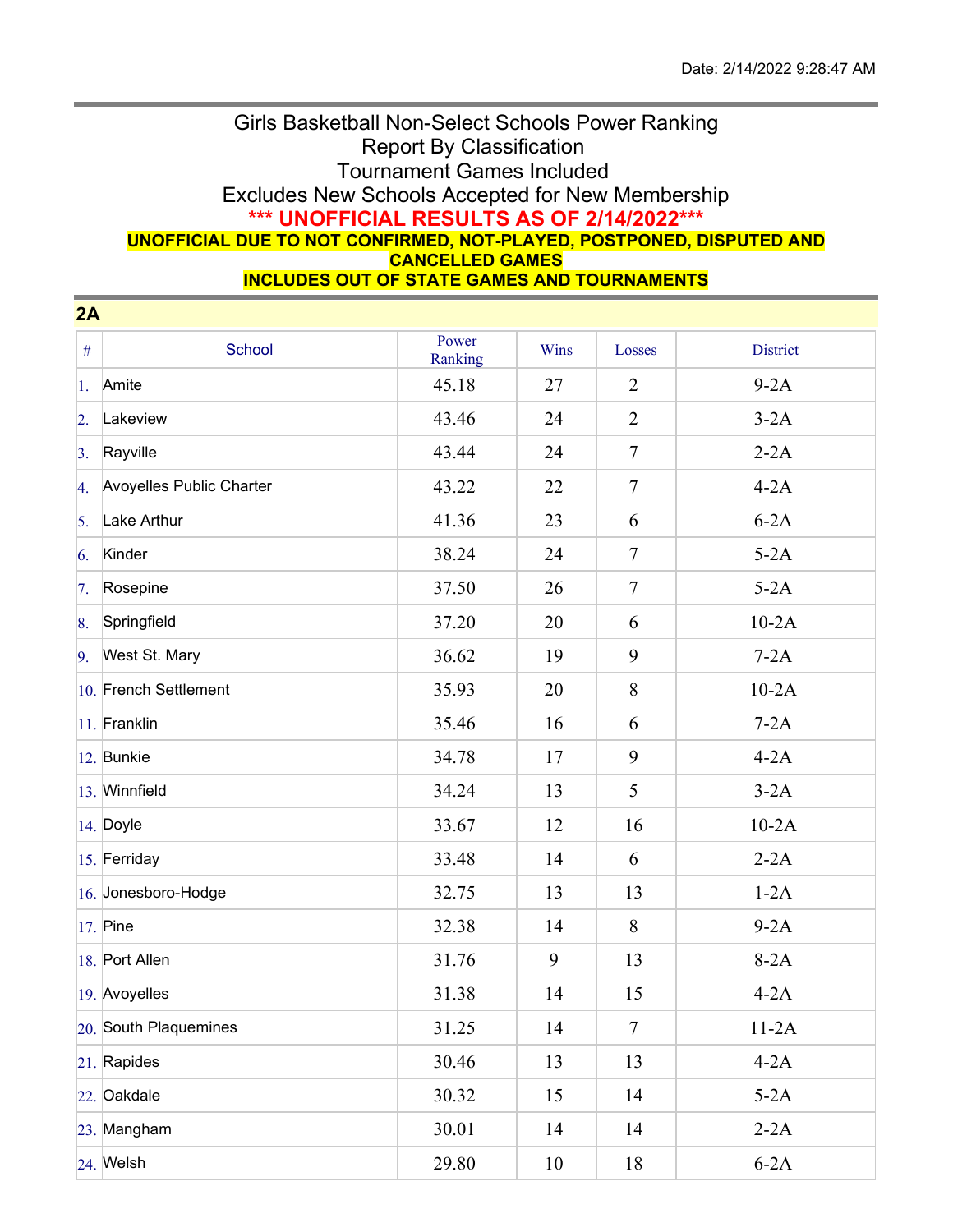Date: 2/14/2022 9:28:47 AM

# Girls Basketball Non-Select Schools Power Ranking

Report By Classification

Tournament Games Included

Excludes New Schools Accepted for New Membership

**\*\*\* UNOFFICIAL RESULTS AS OF 2/14/2022\*\*\***

**UNOFFICIAL DUE TO NOT CONFIRMED, NOT-PLAYED, POSTPONED, DISPUTED AND CANCELLED GAMES**

**INCLUDES OUT OF STATE GAMES AND TOURNAMENTS**

## 2A

| # | School | Power Ranking | Wins | Losses | District |
|---|---|---|---|---|---|
| 1. | Amite | 45.18 | 27 | 2 | 9-2A |
| 2. | Lakeview | 43.46 | 24 | 2 | 3-2A |
| 3. | Rayville | 43.44 | 24 | 7 | 2-2A |
| 4. | Avoyelles Public Charter | 43.22 | 22 | 7 | 4-2A |
| 5. | Lake Arthur | 41.36 | 23 | 6 | 6-2A |
| 6. | Kinder | 38.24 | 24 | 7 | 5-2A |
| 7. | Rosepine | 37.50 | 26 | 7 | 5-2A |
| 8. | Springfield | 37.20 | 20 | 6 | 10-2A |
| 9. | West St. Mary | 36.62 | 19 | 9 | 7-2A |
| 10. | French Settlement | 35.93 | 20 | 8 | 10-2A |
| 11. | Franklin | 35.46 | 16 | 6 | 7-2A |
| 12. | Bunkie | 34.78 | 17 | 9 | 4-2A |
| 13. | Winnfield | 34.24 | 13 | 5 | 3-2A |
| 14. | Doyle | 33.67 | 12 | 16 | 10-2A |
| 15. | Ferriday | 33.48 | 14 | 6 | 2-2A |
| 16. | Jonesboro-Hodge | 32.75 | 13 | 13 | 1-2A |
| 17. | Pine | 32.38 | 14 | 8 | 9-2A |
| 18. | Port Allen | 31.76 | 9 | 13 | 8-2A |
| 19. | Avoyelles | 31.38 | 14 | 15 | 4-2A |
| 20. | South Plaquemines | 31.25 | 14 | 7 | 11-2A |
| 21. | Rapides | 30.46 | 13 | 13 | 4-2A |
| 22. | Oakdale | 30.32 | 15 | 14 | 5-2A |
| 23. | Mangham | 30.01 | 14 | 14 | 2-2A |
| 24. | Welsh | 29.80 | 10 | 18 | 6-2A |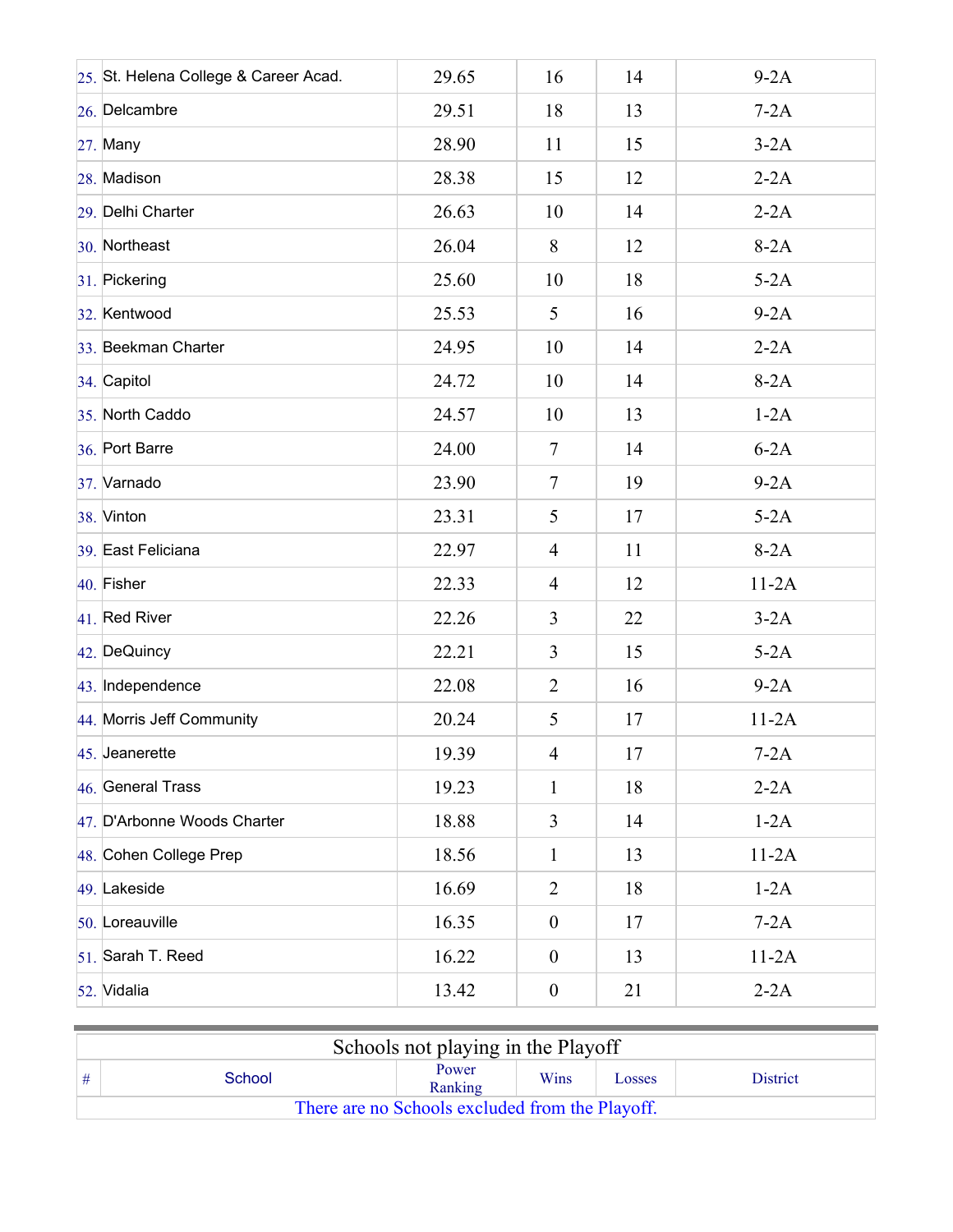| | | | | | |
|---|---|---|---|---|---|
| 25. | St. Helena College & Career Acad. | 29.65 | 16 | 14 | 9-2A |
| 26. | Delcambre | 29.51 | 18 | 13 | 7-2A |
| 27. | Many | 28.90 | 11 | 15 | 3-2A |
| 28. | Madison | 28.38 | 15 | 12 | 2-2A |
| 29. | Delhi Charter | 26.63 | 10 | 14 | 2-2A |
| 30. | Northeast | 26.04 | 8 | 12 | 8-2A |
| 31. | Pickering | 25.60 | 10 | 18 | 5-2A |
| 32. | Kentwood | 25.53 | 5 | 16 | 9-2A |
| 33. | Beekman Charter | 24.95 | 10 | 14 | 2-2A |
| 34. | Capitol | 24.72 | 10 | 14 | 8-2A |
| 35. | North Caddo | 24.57 | 10 | 13 | 1-2A |
| 36. | Port Barre | 24.00 | 7 | 14 | 6-2A |
| 37. | Varnado | 23.90 | 7 | 19 | 9-2A |
| 38. | Vinton | 23.31 | 5 | 17 | 5-2A |
| 39. | East Feliciana | 22.97 | 4 | 11 | 8-2A |
| 40. | Fisher | 22.33 | 4 | 12 | 11-2A |
| 41. | Red River | 22.26 | 3 | 22 | 3-2A |
| 42. | DeQuincy | 22.21 | 3 | 15 | 5-2A |
| 43. | Independence | 22.08 | 2 | 16 | 9-2A |
| 44. | Morris Jeff Community | 20.24 | 5 | 17 | 11-2A |
| 45. | Jeanerette | 19.39 | 4 | 17 | 7-2A |
| 46. | General Trass | 19.23 | 1 | 18 | 2-2A |
| 47. | D'Arbonne Woods Charter | 18.88 | 3 | 14 | 1-2A |
| 48. | Cohen College Prep | 18.56 | 1 | 13 | 11-2A |
| 49. | Lakeside | 16.69 | 2 | 18 | 1-2A |
| 50. | Loreauville | 16.35 | 0 | 17 | 7-2A |
| 51. | Sarah T. Reed | 16.22 | 0 | 13 | 11-2A |
| 52. | Vidalia | 13.42 | 0 | 21 | 2-2A |

## Schools not playing in the Playoff

| # | School | Power Ranking | Wins | Losses | District |
|---|---|---|---|---|---|
| There are no Schools excluded from the Playoff. | | | | | |